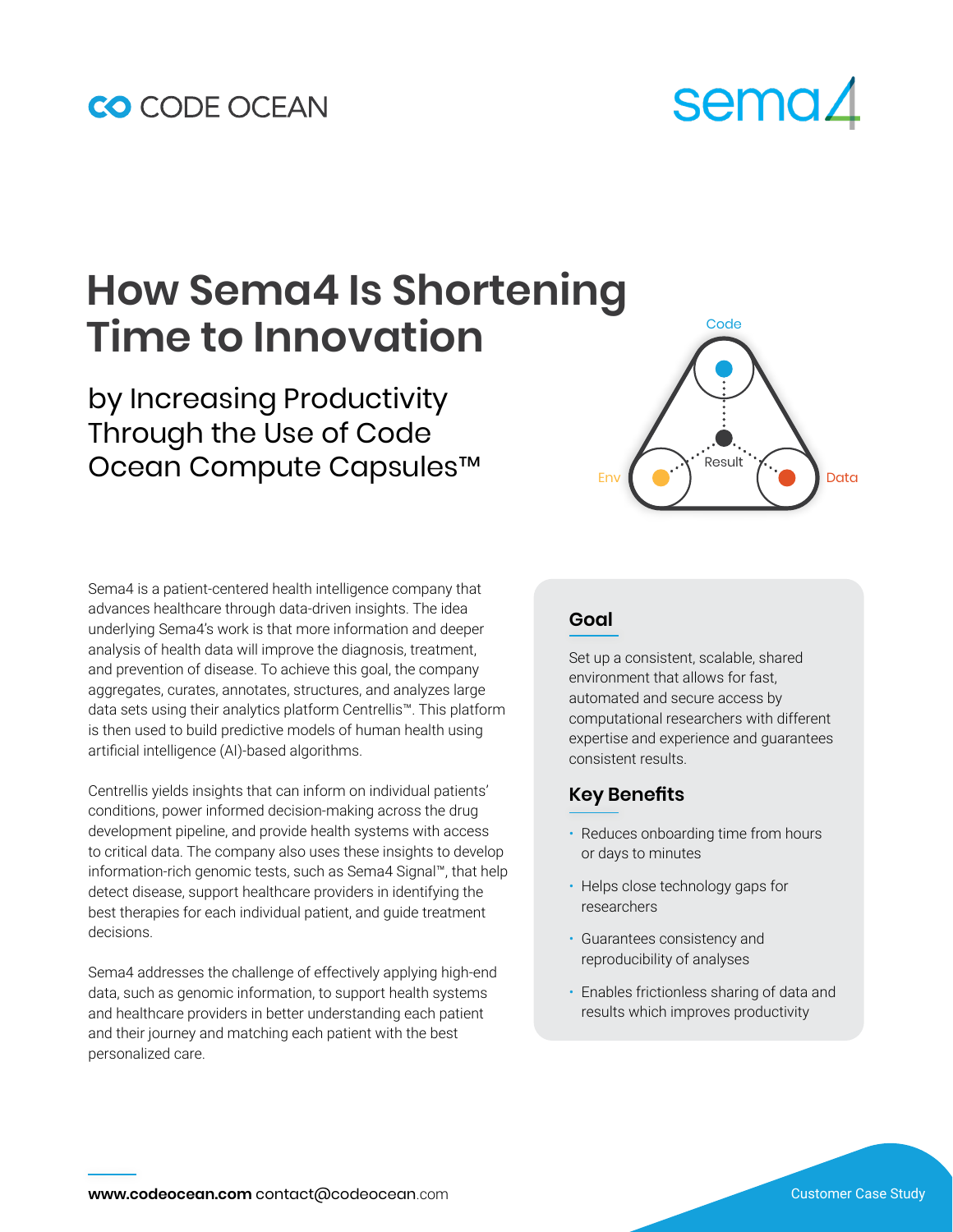CODE OCEAN

sema4

# How Sema4 Is Shortening Time to Innovation

## by Increasing Productivity Through the Use of Code Ocean Compute Capsules™

Sema4 is a patient-centered health intelligence company that advances healthcare through data-driven insights. The idea underlying Sema4's work is that more information and deeper analysis of health data will improve the diagnosis, treatment, and prevention of disease. To achieve this goal, the company aggregates, curates, annotates, structures, and analyzes large data sets using their analytics platform Centrellis™. This platform is then used to build predictive models of human health using artificial intelligence (AI)-based algorithms.

Centrellis yields insights that can inform on individual patients' conditions, power informed decision-making across the drug development pipeline, and provide health systems with access to critical data. The company also uses these insights to develop information-rich genomic tests, such as Sema4 Signal™, that help detect disease, support healthcare providers in identifying the best therapies for each individual patient, and guide treatment decisions.

Sema4 addresses the challenge of effectively applying high-end data, such as genomic information, to support health systems and healthcare providers in better understanding each patient and their journey and matching each patient with the best personalized care.

### Goal

Set up a consistent, scalable, shared environment that allows for fast, automated and secure access by computational researchers with different expertise and experience and guarantees consistent results.

### Key Benefits

- Reduces onboarding time from hours or days to minutes
- Helps close technology gaps for researchers
- Guarantees consistency and reproducibility of analyses
- Enables frictionless sharing of data and results which improves productivity

**www.codeocean.com** contact@codeocean.com

Customer Case Study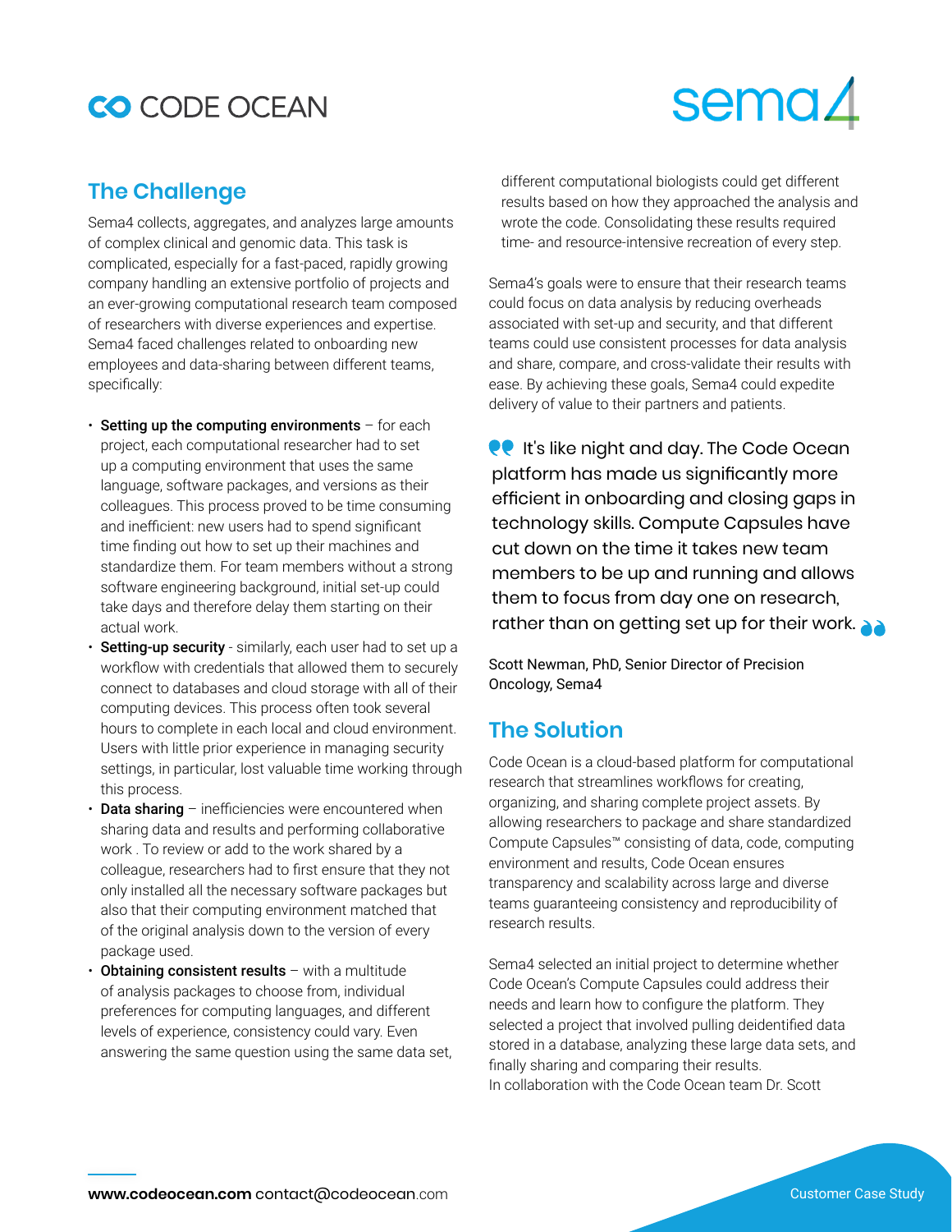## The Challenge

Sema4 collects, aggregates, and analyzes large amounts of complex clinical and genomic data. This task is complicated, especially for a fast-paced, rapidly growing company handling an extensive portfolio of projects and an ever-growing computational research team composed of researchers with diverse experiences and expertise. Sema4 faced challenges related to onboarding new employees and data-sharing between different teams, specifically:

- **Setting up the computing environments** – for each project, each computational researcher had to set up a computing environment that uses the same language, software packages, and versions as their colleagues. This process proved to be time consuming and inefficient: new users had to spend significant time finding out how to set up their machines and standardize them. For team members without a strong software engineering background, initial set-up could take days and therefore delay them starting on their actual work.
- **Setting-up security** - similarly, each user had to set up a workflow with credentials that allowed them to securely connect to databases and cloud storage with all of their computing devices. This process often took several hours to complete in each local and cloud environment. Users with little prior experience in managing security settings, in particular, lost valuable time working through this process.
- **Data sharing** – inefficiencies were encountered when sharing data and results and performing collaborative work . To review or add to the work shared by a colleague, researchers had to first ensure that they not only installed all the necessary software packages but also that their computing environment matched that of the original analysis down to the version of every package used.
- **Obtaining consistent results** – with a multitude of analysis packages to choose from, individual preferences for computing languages, and different levels of experience, consistency could vary. Even answering the same question using the same data set, different computational biologists could get different results based on how they approached the analysis and wrote the code. Consolidating these results required time- and resource-intensive recreation of every step.

Sema4's goals were to ensure that their research teams could focus on data analysis by reducing overheads associated with set-up and security, and that different teams could use consistent processes for data analysis and share, compare, and cross-validate their results with ease. By achieving these goals, Sema4 could expedite delivery of value to their partners and patients.

> It's like night and day. The Code Ocean platform has made us significantly more efficient in onboarding and closing gaps in technology skills. Compute Capsules have cut down on the time it takes new team members to be up and running and allows them to focus from day one on research, rather than on getting set up for their work.

Scott Newman, PhD, Senior Director of Precision Oncology, Sema4

## The Solution

Code Ocean is a cloud-based platform for computational research that streamlines workflows for creating, organizing, and sharing complete project assets. By allowing researchers to package and share standardized Compute Capsules™ consisting of data, code, computing environment and results, Code Ocean ensures transparency and scalability across large and diverse teams guaranteeing consistency and reproducibility of research results.

Sema4 selected an initial project to determine whether Code Ocean's Compute Capsules could address their needs and learn how to configure the platform. They selected a project that involved pulling deidentified data stored in a database, analyzing these large data sets, and finally sharing and comparing their results.
In collaboration with the Code Ocean team Dr. Scott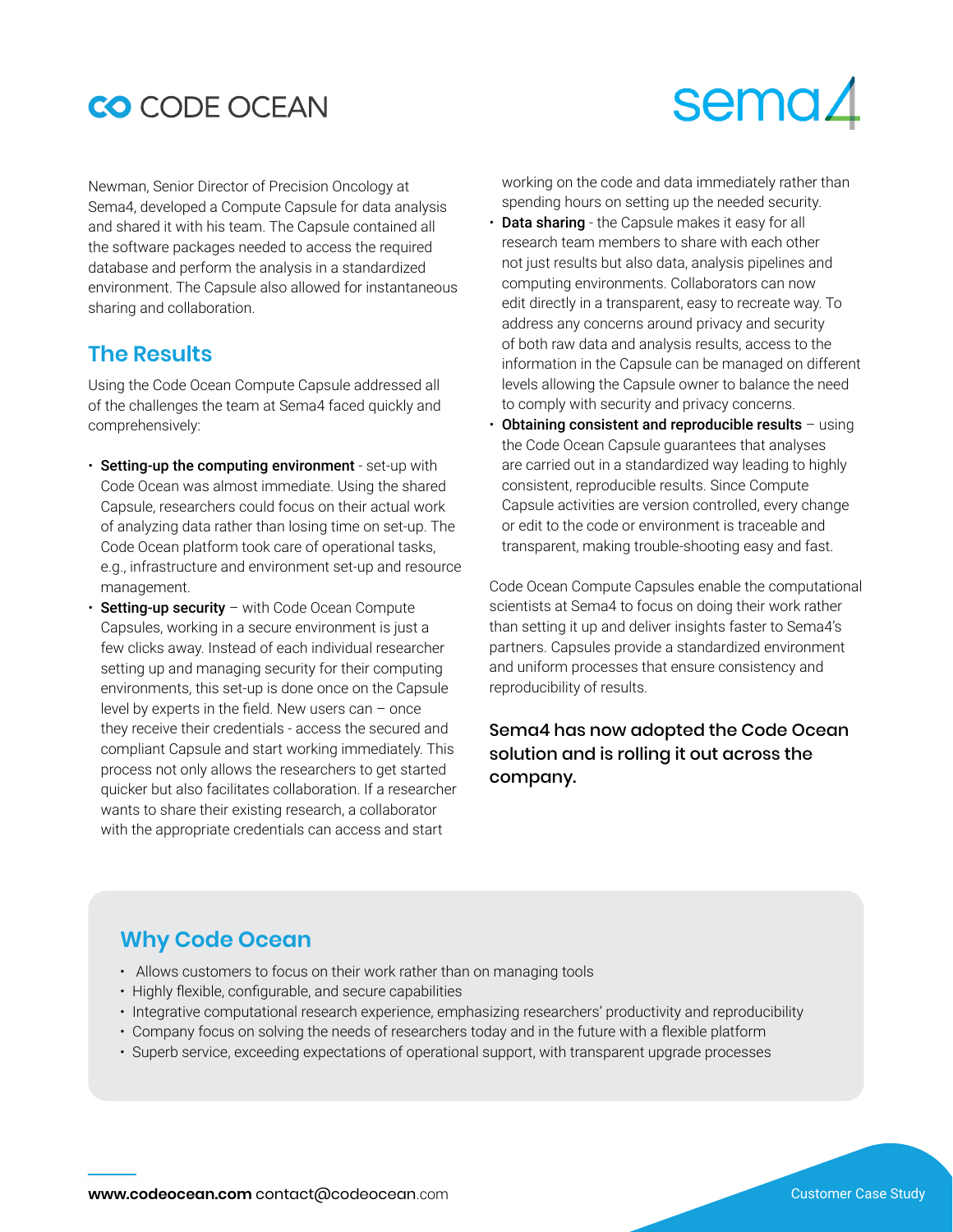Newman, Senior Director of Precision Oncology at Sema4, developed a Compute Capsule for data analysis and shared it with his team. The Capsule contained all the software packages needed to access the required database and perform the analysis in a standardized environment. The Capsule also allowed for instantaneous sharing and collaboration.

## The Results

Using the Code Ocean Compute Capsule addressed all of the challenges the team at Sema4 faced quickly and comprehensively:

- **Setting-up the computing environment** - set-up with Code Ocean was almost immediate. Using the shared Capsule, researchers could focus on their actual work of analyzing data rather than losing time on set-up. The Code Ocean platform took care of operational tasks, e.g., infrastructure and environment set-up and resource management.
- **Setting-up security** – with Code Ocean Compute Capsules, working in a secure environment is just a few clicks away. Instead of each individual researcher setting up and managing security for their computing environments, this set-up is done once on the Capsule level by experts in the field. New users can – once they receive their credentials - access the secured and compliant Capsule and start working immediately. This process not only allows the researchers to get started quicker but also facilitates collaboration. If a researcher wants to share their existing research, a collaborator with the appropriate credentials can access and start working on the code and data immediately rather than spending hours on setting up the needed security.
- **Data sharing** - the Capsule makes it easy for all research team members to share with each other not just results but also data, analysis pipelines and computing environments. Collaborators can now edit directly in a transparent, easy to recreate way. To address any concerns around privacy and security of both raw data and analysis results, access to the information in the Capsule can be managed on different levels allowing the Capsule owner to balance the need to comply with security and privacy concerns.
- **Obtaining consistent and reproducible results** – using the Code Ocean Capsule guarantees that analyses are carried out in a standardized way leading to highly consistent, reproducible results. Since Compute Capsule activities are version controlled, every change or edit to the code or environment is traceable and transparent, making trouble-shooting easy and fast.

Code Ocean Compute Capsules enable the computational scientists at Sema4 to focus on doing their work rather than setting it up and deliver insights faster to Sema4's partners. Capsules provide a standardized environment and uniform processes that ensure consistency and reproducibility of results.

**Sema4 has now adopted the Code Ocean solution and is rolling it out across the company.**

## Why Code Ocean

- Allows customers to focus on their work rather than on managing tools
- Highly flexible, configurable, and secure capabilities
- Integrative computational research experience, emphasizing researchers' productivity and reproducibility
- Company focus on solving the needs of researchers today and in the future with a flexible platform
- Superb service, exceeding expectations of operational support, with transparent upgrade processes

**www.codeocean.com** contact@codeocean.com